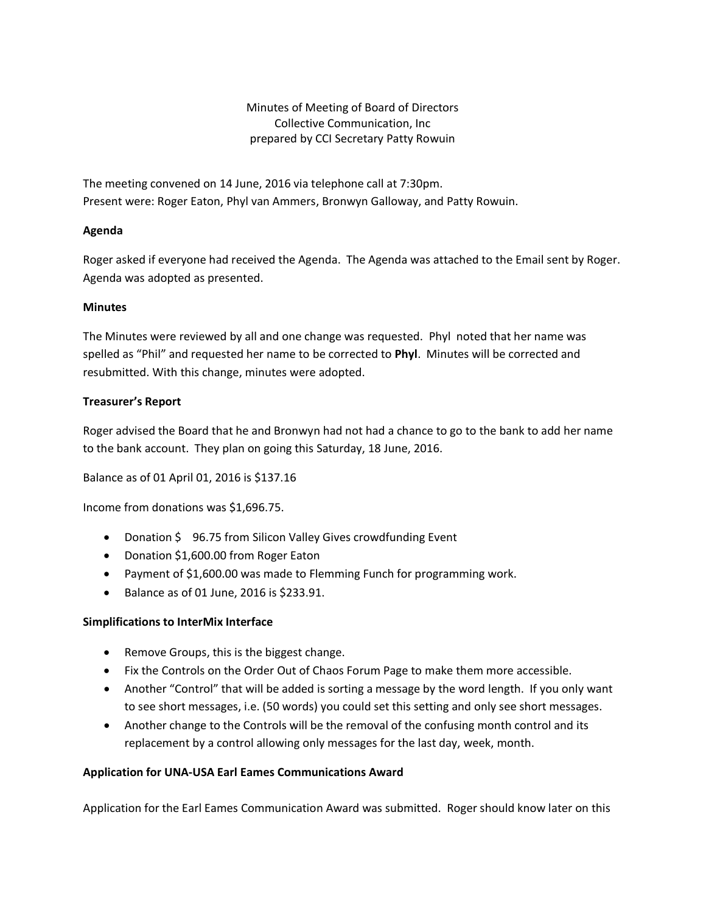Minutes of Meeting of Board of Directors
Collective Communication, Inc
prepared by CCI Secretary Patty Rowuin

The meeting convened on 14 June, 2016 via telephone call at 7:30pm.
Present were: Roger Eaton, Phyl van Ammers, Bronwyn Galloway, and Patty Rowuin.

**Agenda**

Roger asked if everyone had received the Agenda. The Agenda was attached to the Email sent by Roger. Agenda was adopted as presented.

**Minutes**

The Minutes were reviewed by all and one change was requested. Phyl noted that her name was spelled as "Phil" and requested her name to be corrected to **Phyl**. Minutes will be corrected and resubmitted. With this change, minutes were adopted.

**Treasurer's Report**

Roger advised the Board that he and Bronwyn had not had a chance to go to the bank to add her name to the bank account. They plan on going this Saturday, 18 June, 2016.

Balance as of 01 April 01, 2016 is $137.16

Income from donations was $1,696.75.

- Donation $ 96.75 from Silicon Valley Gives crowdfunding Event
- Donation $1,600.00 from Roger Eaton
- Payment of $1,600.00 was made to Flemming Funch for programming work.
- Balance as of 01 June, 2016 is $233.91.

**Simplifications to InterMix Interface**

- Remove Groups, this is the biggest change.
- Fix the Controls on the Order Out of Chaos Forum Page to make them more accessible.
- Another "Control" that will be added is sorting a message by the word length. If you only want to see short messages, i.e. (50 words) you could set this setting and only see short messages.
- Another change to the Controls will be the removal of the confusing month control and its replacement by a control allowing only messages for the last day, week, month.

**Application for UNA-USA Earl Eames Communications Award**

Application for the Earl Eames Communication Award was submitted. Roger should know later on this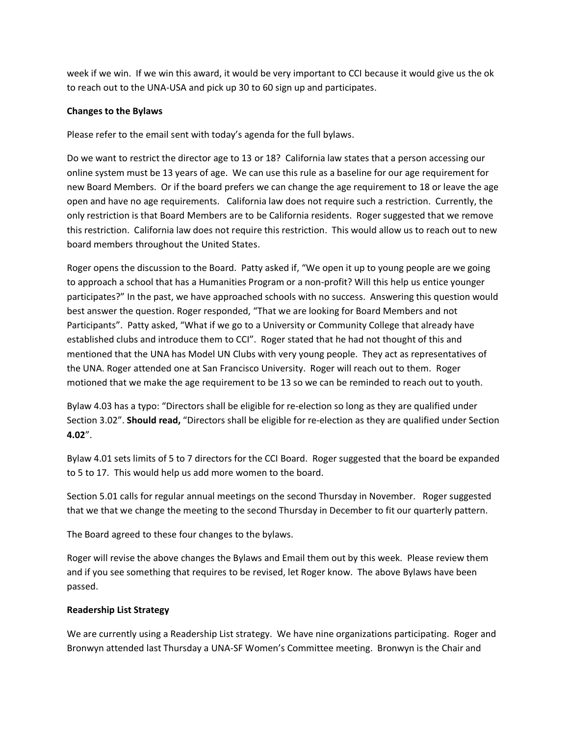week if we win. If we win this award, it would be very important to CCI because it would give us the ok to reach out to the UNA-USA and pick up 30 to 60 sign up and participates.

**Changes to the Bylaws**

Please refer to the email sent with today's agenda for the full bylaws.

Do we want to restrict the director age to 13 or 18? California law states that a person accessing our online system must be 13 years of age. We can use this rule as a baseline for our age requirement for new Board Members. Or if the board prefers we can change the age requirement to 18 or leave the age open and have no age requirements. California law does not require such a restriction. Currently, the only restriction is that Board Members are to be California residents. Roger suggested that we remove this restriction. California law does not require this restriction. This would allow us to reach out to new board members throughout the United States.

Roger opens the discussion to the Board. Patty asked if, "We open it up to young people are we going to approach a school that has a Humanities Program or a non-profit? Will this help us entice younger participates?" In the past, we have approached schools with no success. Answering this question would best answer the question. Roger responded, "That we are looking for Board Members and not Participants". Patty asked, "What if we go to a University or Community College that already have established clubs and introduce them to CCI". Roger stated that he had not thought of this and mentioned that the UNA has Model UN Clubs with very young people. They act as representatives of the UNA. Roger attended one at San Francisco University. Roger will reach out to them. Roger motioned that we make the age requirement to be 13 so we can be reminded to reach out to youth.

Bylaw 4.03 has a typo: "Directors shall be eligible for re-election so long as they are qualified under Section 3.02". **Should read,** "Directors shall be eligible for re-election as they are qualified under Section **4.02**".

Bylaw 4.01 sets limits of 5 to 7 directors for the CCI Board. Roger suggested that the board be expanded to 5 to 17. This would help us add more women to the board.

Section 5.01 calls for regular annual meetings on the second Thursday in November. Roger suggested that we that we change the meeting to the second Thursday in December to fit our quarterly pattern.

The Board agreed to these four changes to the bylaws.

Roger will revise the above changes the Bylaws and Email them out by this week. Please review them and if you see something that requires to be revised, let Roger know. The above Bylaws have been passed.

**Readership List Strategy**

We are currently using a Readership List strategy. We have nine organizations participating. Roger and Bronwyn attended last Thursday a UNA-SF Women's Committee meeting. Bronwyn is the Chair and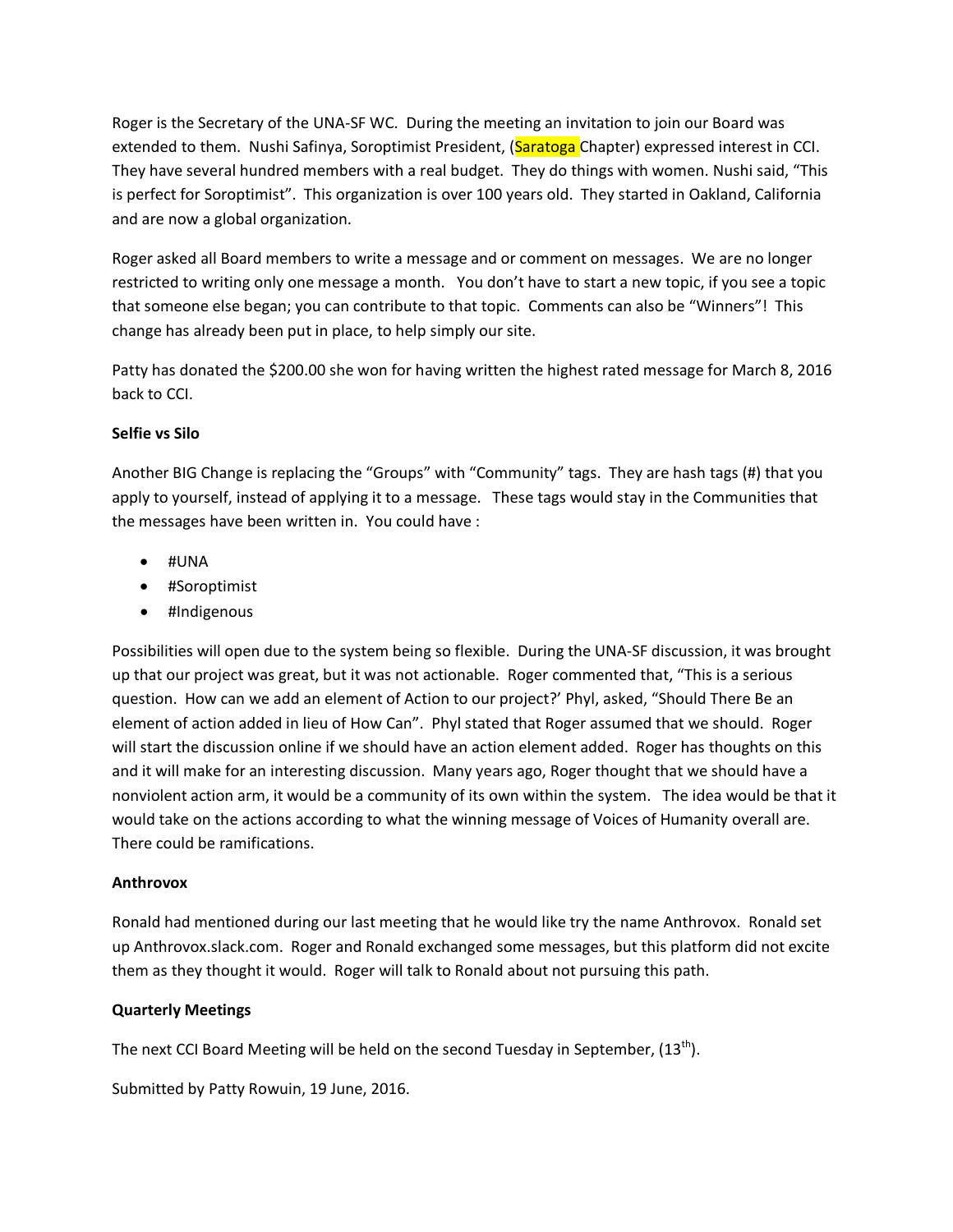Roger is the Secretary of the UNA-SF WC. During the meeting an invitation to join our Board was extended to them. Nushi Safinya, Soroptimist President, (Saratoga Chapter) expressed interest in CCI. They have several hundred members with a real budget. They do things with women. Nushi said, "This is perfect for Soroptimist". This organization is over 100 years old. They started in Oakland, California and are now a global organization.

Roger asked all Board members to write a message and or comment on messages. We are no longer restricted to writing only one message a month. You don't have to start a new topic, if you see a topic that someone else began; you can contribute to that topic. Comments can also be "Winners"! This change has already been put in place, to help simply our site.

Patty has donated the $200.00 she won for having written the highest rated message for March 8, 2016 back to CCI.

**Selfie vs Silo**

Another BIG Change is replacing the "Groups" with "Community" tags. They are hash tags (#) that you apply to yourself, instead of applying it to a message. These tags would stay in the Communities that the messages have been written in. You could have :

- #UNA
- #Soroptimist
- #Indigenous

Possibilities will open due to the system being so flexible. During the UNA-SF discussion, it was brought up that our project was great, but it was not actionable. Roger commented that, "This is a serious question. How can we add an element of Action to our project?' Phyl, asked, "Should There Be an element of action added in lieu of How Can". Phyl stated that Roger assumed that we should. Roger will start the discussion online if we should have an action element added. Roger has thoughts on this and it will make for an interesting discussion. Many years ago, Roger thought that we should have a nonviolent action arm, it would be a community of its own within the system. The idea would be that it would take on the actions according to what the winning message of Voices of Humanity overall are. There could be ramifications.

**Anthrovox**

Ronald had mentioned during our last meeting that he would like try the name Anthrovox. Ronald set up Anthrovox.slack.com. Roger and Ronald exchanged some messages, but this platform did not excite them as they thought it would. Roger will talk to Ronald about not pursuing this path.

**Quarterly Meetings**

The next CCI Board Meeting will be held on the second Tuesday in September, (13th).

Submitted by Patty Rowuin, 19 June, 2016.